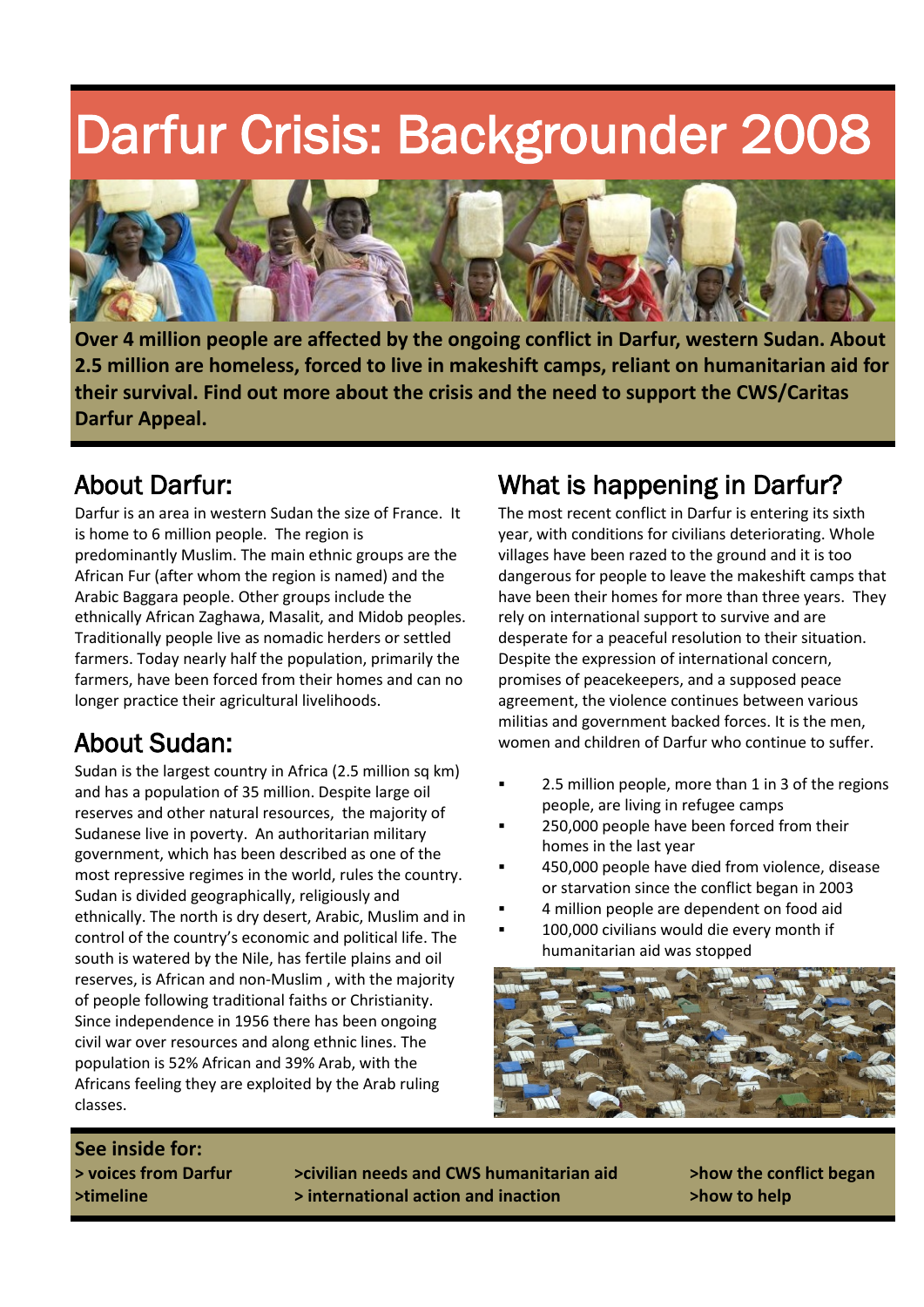# Darfur Crisis: Backgrounder 2008

**Over 4 million people are affected by the ongoing conflict in Darfur, western Sudan. About 2.5 million are homeless, forced to live in makeshift camps, reliant on humanitarian aid for their survival. Find out more about the crisis and the need to support the CWS/Caritas Darfur Appeal.**

## About Darfur:

Darfur is an area in western Sudan the size of France. It is home to 6 million people. The region is predominantly Muslim. The main ethnic groups are the African Fur (after whom the region is named) and the Arabic Baggara people. Other groups include the ethnically African Zaghawa, Masalit, and Midob peoples. Traditionally people live as nomadic herders or settled farmers. Today nearly half the population, primarily the farmers, have been forced from their homes and can no longer practice their agricultural livelihoods.

## About Sudan:

Sudan is the largest country in Africa (2.5 million sq km) and has a population of 35 million. Despite large oil reserves and other natural resources, the majority of Sudanese live in poverty. An authoritarian military government, which has been described as one of the most repressive regimes in the world, rules the country. Sudan is divided geographically, religiously and ethnically. The north is dry desert, Arabic, Muslim and in control of the country's economic and political life. The south is watered by the Nile, has fertile plains and oil reserves, is African and non-Muslim , with the majority of people following traditional faiths or Christianity. Since independence in 1956 there has been ongoing civil war over resources and along ethnic lines. The population is 52% African and 39% Arab, with the Africans feeling they are exploited by the Arab ruling classes.

## What is happening in Darfur?

The most recent conflict in Darfur is entering its sixth year, with conditions for civilians deteriorating. Whole villages have been razed to the ground and it is too dangerous for people to leave the makeshift camps that have been their homes for more than three years. They rely on international support to survive and are desperate for a peaceful resolution to their situation. Despite the expression of international concern, promises of peacekeepers, and a supposed peace agreement, the violence continues between various militias and government backed forces. It is the men, women and children of Darfur who continue to suffer.

- 2.5 million people, more than 1 in 3 of the regions people, are living in refugee camps
- 250,000 people have been forced from their homes in the last year
- 450,000 people have died from violence, disease or starvation since the conflict began in 2003
- 4 million people are dependent on food aid
- 100,000 civilians would die every month if humanitarian aid was stopped

**See inside for:**

**> voices from Darfur**
**>timeline**
**>civilian needs and CWS humanitarian aid**
**> international action and inaction**
**>how the conflict began**
**>how to help**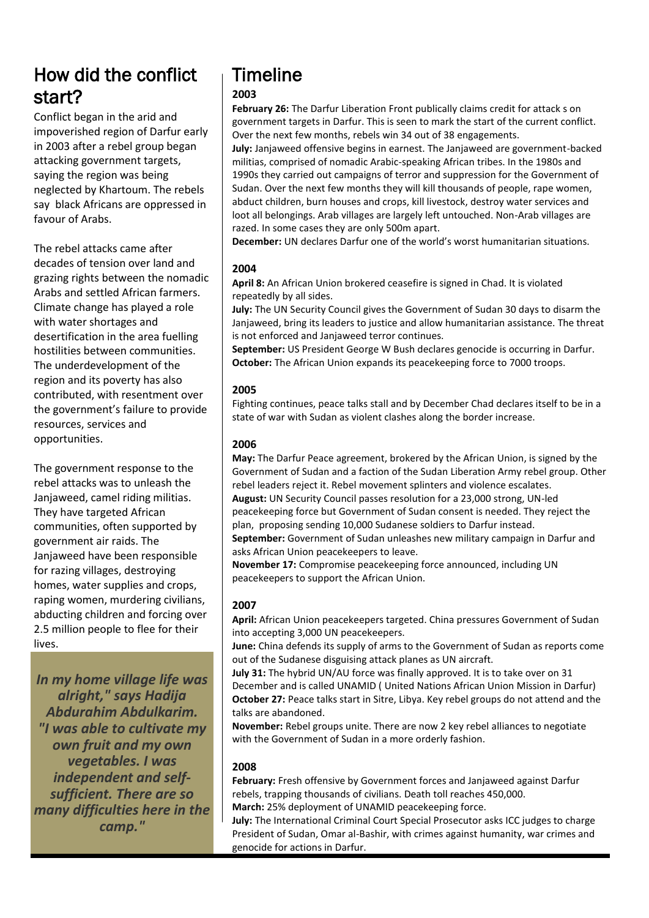## How did the conflict start?

Conflict began in the arid and impoverished region of Darfur early in 2003 after a rebel group began attacking government targets, saying the region was being neglected by Khartoum. The rebels say black Africans are oppressed in favour of Arabs.

The rebel attacks came after decades of tension over land and grazing rights between the nomadic Arabs and settled African farmers. Climate change has played a role with water shortages and desertification in the area fuelling hostilities between communities. The underdevelopment of the region and its poverty has also contributed, with resentment over the government's failure to provide resources, services and opportunities.

The government response to the rebel attacks was to unleash the Janjaweed, camel riding militias. They have targeted African communities, often supported by government air raids. The Janjaweed have been responsible for razing villages, destroying homes, water supplies and crops, raping women, murdering civilians, abducting children and forcing over 2.5 million people to flee for their lives.

***In my home village life was alright," says Hadija Abdurahim Abdulkarim. "I was able to cultivate my own fruit and my own vegetables. I was independent and self-sufficient. There are so many difficulties here in the camp."***

## Timeline

### 2003

**February 26:** The Darfur Liberation Front publically claims credit for attack s on government targets in Darfur. This is seen to mark the start of the current conflict. Over the next few months, rebels win 34 out of 38 engagements.

**July:** Janjaweed offensive begins in earnest. The Janjaweed are government-backed militias, comprised of nomadic Arabic-speaking African tribes. In the 1980s and 1990s they carried out campaigns of terror and suppression for the Government of Sudan. Over the next few months they will kill thousands of people, rape women, abduct children, burn houses and crops, kill livestock, destroy water services and loot all belongings. Arab villages are largely left untouched. Non-Arab villages are razed. In some cases they are only 500m apart.

**December:** UN declares Darfur one of the world's worst humanitarian situations.

### 2004

**April 8:** An African Union brokered ceasefire is signed in Chad. It is violated repeatedly by all sides.

**July:** The UN Security Council gives the Government of Sudan 30 days to disarm the Janjaweed, bring its leaders to justice and allow humanitarian assistance. The threat is not enforced and Janjaweed terror continues.

**September:** US President George W Bush declares genocide is occurring in Darfur.

**October:** The African Union expands its peacekeeping force to 7000 troops.

### 2005

Fighting continues, peace talks stall and by December Chad declares itself to be in a state of war with Sudan as violent clashes along the border increase.

### 2006

**May:** The Darfur Peace agreement, brokered by the African Union, is signed by the Government of Sudan and a faction of the Sudan Liberation Army rebel group. Other rebel leaders reject it. Rebel movement splinters and violence escalates.

**August:** UN Security Council passes resolution for a 23,000 strong, UN-led peacekeeping force but Government of Sudan consent is needed. They reject the plan, proposing sending 10,000 Sudanese soldiers to Darfur instead.

**September:** Government of Sudan unleashes new military campaign in Darfur and asks African Union peacekeepers to leave.

**November 17:** Compromise peacekeeping force announced, including UN peacekeepers to support the African Union.

### 2007

**April:** African Union peacekeepers targeted. China pressures Government of Sudan into accepting 3,000 UN peacekeepers.

**June:** China defends its supply of arms to the Government of Sudan as reports come out of the Sudanese disguising attack planes as UN aircraft.

**July 31:** The hybrid UN/AU force was finally approved. It is to take over on 31 December and is called UNAMID ( United Nations African Union Mission in Darfur)

**October 27:** Peace talks start in Sitre, Libya. Key rebel groups do not attend and the talks are abandoned.

**November:** Rebel groups unite. There are now 2 key rebel alliances to negotiate with the Government of Sudan in a more orderly fashion.

### 2008

**February:** Fresh offensive by Government forces and Janjaweed against Darfur rebels, trapping thousands of civilians. Death toll reaches 450,000.

**March:** 25% deployment of UNAMID peacekeeping force.

**July:** The International Criminal Court Special Prosecutor asks ICC judges to charge President of Sudan, Omar al-Bashir, with crimes against humanity, war crimes and genocide for actions in Darfur.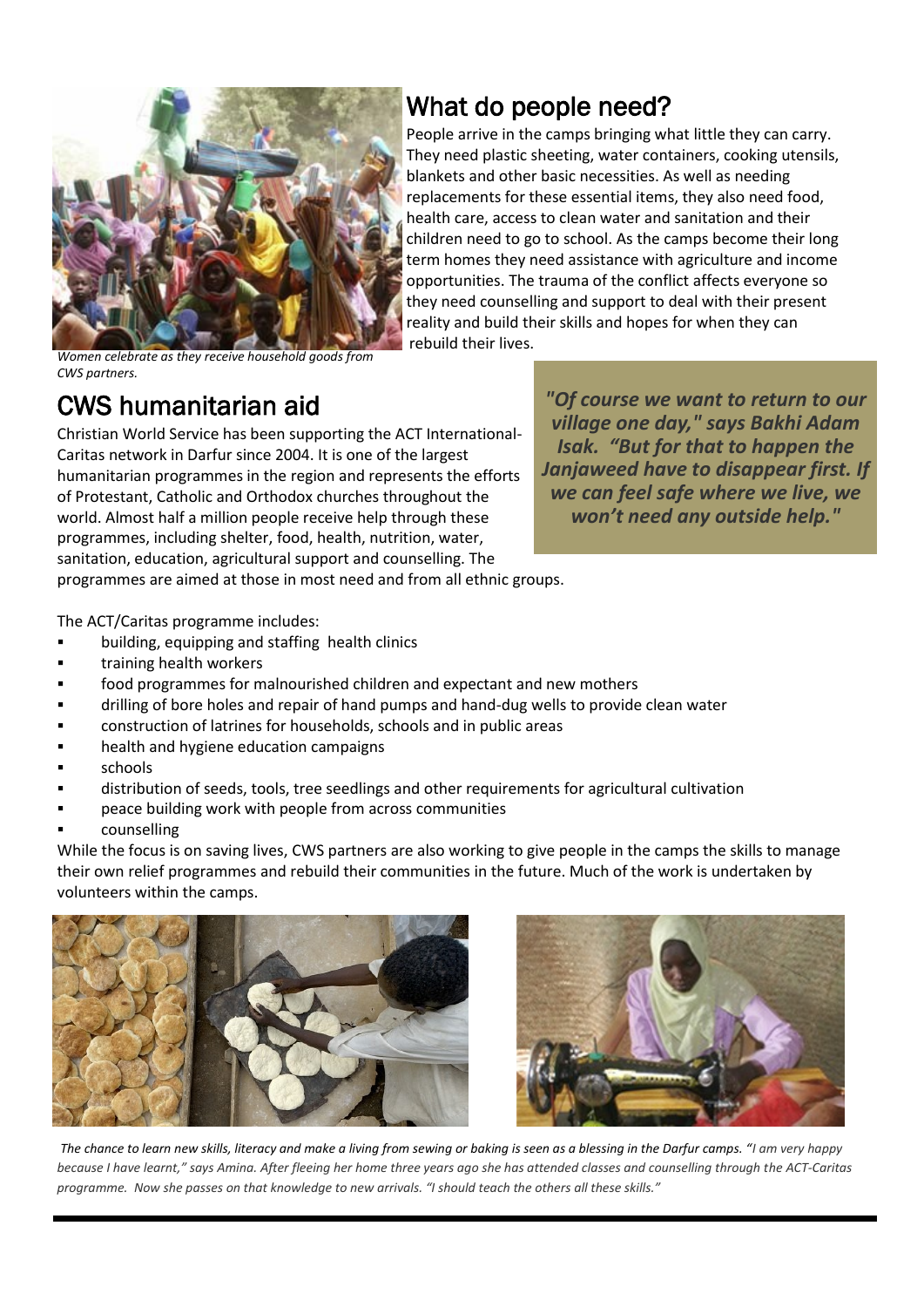## What do people need?

People arrive in the camps bringing what little they can carry. They need plastic sheeting, water containers, cooking utensils, blankets and other basic necessities. As well as needing replacements for these essential items, they also need food, health care, access to clean water and sanitation and their children need to go to school. As the camps become their long term homes they need assistance with agriculture and income opportunities. The trauma of the conflict affects everyone so they need counselling and support to deal with their present reality and build their skills and hopes for when they can rebuild their lives.

*Women celebrate as they receive household goods from CWS partners.*

## CWS humanitarian aid

Christian World Service has been supporting the ACT International-Caritas network in Darfur since 2004. It is one of the largest humanitarian programmes in the region and represents the efforts of Protestant, Catholic and Orthodox churches throughout the world. Almost half a million people receive help through these programmes, including shelter, food, health, nutrition, water, sanitation, education, agricultural support and counselling. The programmes are aimed at those in most need and from all ethnic groups.

***"Of course we want to return to our village one day," says Bakhi Adam Isak. "But for that to happen the Janjaweed have to disappear first. If we can feel safe where we live, we won't need any outside help."***

The ACT/Caritas programme includes:

- building, equipping and staffing health clinics
- training health workers
- food programmes for malnourished children and expectant and new mothers
- drilling of bore holes and repair of hand pumps and hand-dug wells to provide clean water
- construction of latrines for households, schools and in public areas
- health and hygiene education campaigns
- schools
- distribution of seeds, tools, tree seedlings and other requirements for agricultural cultivation
- peace building work with people from across communities
- counselling

While the focus is on saving lives, CWS partners are also working to give people in the camps the skills to manage their own relief programmes and rebuild their communities in the future. Much of the work is undertaken by volunteers within the camps.

*The chance to learn new skills, literacy and make a living from sewing or baking is seen as a blessing in the Darfur camps. "I am very happy because I have learnt," says Amina. After fleeing her home three years ago she has attended classes and counselling through the ACT-Caritas programme. Now she passes on that knowledge to new arrivals. "I should teach the others all these skills."*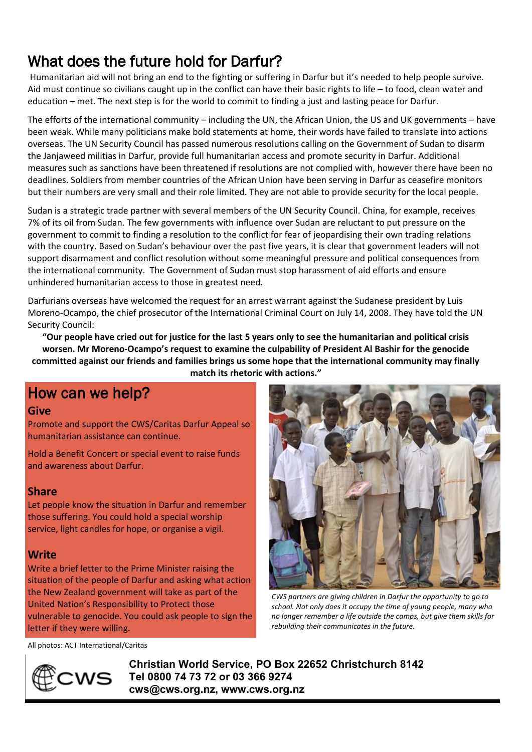## What does the future hold for Darfur?

Humanitarian aid will not bring an end to the fighting or suffering in Darfur but it's needed to help people survive. Aid must continue so civilians caught up in the conflict can have their basic rights to life – to food, clean water and education – met. The next step is for the world to commit to finding a just and lasting peace for Darfur.

The efforts of the international community – including the UN, the African Union, the US and UK governments – have been weak. While many politicians make bold statements at home, their words have failed to translate into actions overseas. The UN Security Council has passed numerous resolutions calling on the Government of Sudan to disarm the Janjaweed militias in Darfur, provide full humanitarian access and promote security in Darfur. Additional measures such as sanctions have been threatened if resolutions are not complied with, however there have been no deadlines. Soldiers from member countries of the African Union have been serving in Darfur as ceasefire monitors but their numbers are very small and their role limited. They are not able to provide security for the local people.

Sudan is a strategic trade partner with several members of the UN Security Council. China, for example, receives 7% of its oil from Sudan. The few governments with influence over Sudan are reluctant to put pressure on the government to commit to finding a resolution to the conflict for fear of jeopardising their own trading relations with the country. Based on Sudan's behaviour over the past five years, it is clear that government leaders will not support disarmament and conflict resolution without some meaningful pressure and political consequences from the international community. The Government of Sudan must stop harassment of aid efforts and ensure unhindered humanitarian access to those in greatest need.

Darfurians overseas have welcomed the request for an arrest warrant against the Sudanese president by Luis Moreno-Ocampo, the chief prosecutor of the International Criminal Court on July 14, 2008. They have told the UN Security Council:

**"Our people have cried out for justice for the last 5 years only to see the humanitarian and political crisis worsen. Mr Moreno-Ocampo's request to examine the culpability of President Al Bashir for the genocide committed against our friends and families brings us some hope that the international community may finally match its rhetoric with actions."**

## How can we help?

### Give

Promote and support the CWS/Caritas Darfur Appeal so humanitarian assistance can continue.

Hold a Benefit Concert or special event to raise funds and awareness about Darfur.

### Share

Let people know the situation in Darfur and remember those suffering. You could hold a special worship service, light candles for hope, or organise a vigil.

### Write

Write a brief letter to the Prime Minister raising the situation of the people of Darfur and asking what action the New Zealand government will take as part of the United Nation's Responsibility to Protect those vulnerable to genocide. You could ask people to sign the letter if they were willing.

*CWS partners are giving children in Darfur the opportunity to go to school. Not only does it occupy the time of young people, many who no longer remember a life outside the camps, but give them skills for rebuilding their communicates in the future.*

All photos: ACT International/Caritas

**Christian World Service, PO Box 22652 Christchurch 8142**
**Tel 0800 74 73 72 or 03 366 9274**
**cws@cws.org.nz, www.cws.org.nz**